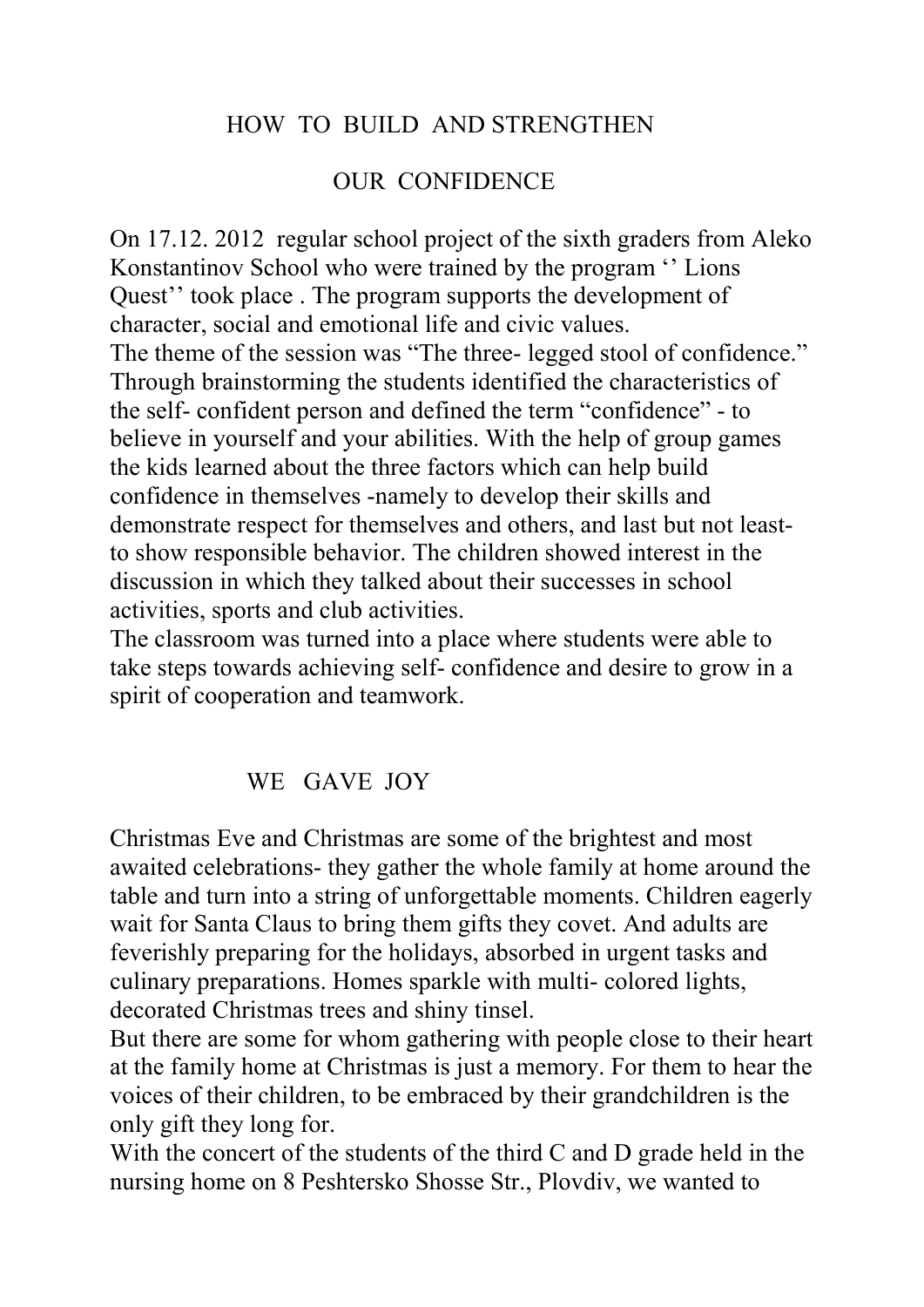# HOW TO BUILD AND STRENGTHEN OUR CONFIDENCE

On 17.12. 2012 regular school project of the sixth graders from Aleko Konstantinov School who were trained by the program ‘’ Lions Quest’’ took place . The program supports the development of character, social and emotional life and civic values.

The theme of the session was “The three- legged stool of confidence.” Through brainstorming the students identified the characteristics of the self- confident person and defined the term “confidence” - to believe in yourself and your abilities. With the help of group games the kids learned about the three factors which can help build confidence in themselves -namely to develop their skills and demonstrate respect for themselves and others, and last but not least- to show responsible behavior. The children showed interest in the discussion in which they talked about their successes in school activities, sports and club activities.

The classroom was turned into a place where students were able to take steps towards achieving self- confidence and desire to grow in a spirit of cooperation and teamwork.

# WE GAVE JOY

Christmas Eve and Christmas are some of the brightest and most awaited celebrations- they gather the whole family at home around the table and turn into a string of unforgettable moments. Children eagerly wait for Santa Claus to bring them gifts they covet. And adults are feverishly preparing for the holidays, absorbed in urgent tasks and culinary preparations. Homes sparkle with multi- colored lights, decorated Christmas trees and shiny tinsel.

But there are some for whom gathering with people close to their heart at the family home at Christmas is just a memory. For them to hear the voices of their children, to be embraced by their grandchildren is the only gift they long for.

With the concert of the students of the third C and D grade held in the nursing home on 8 Peshtersko Shosse Str., Plovdiv, we wanted to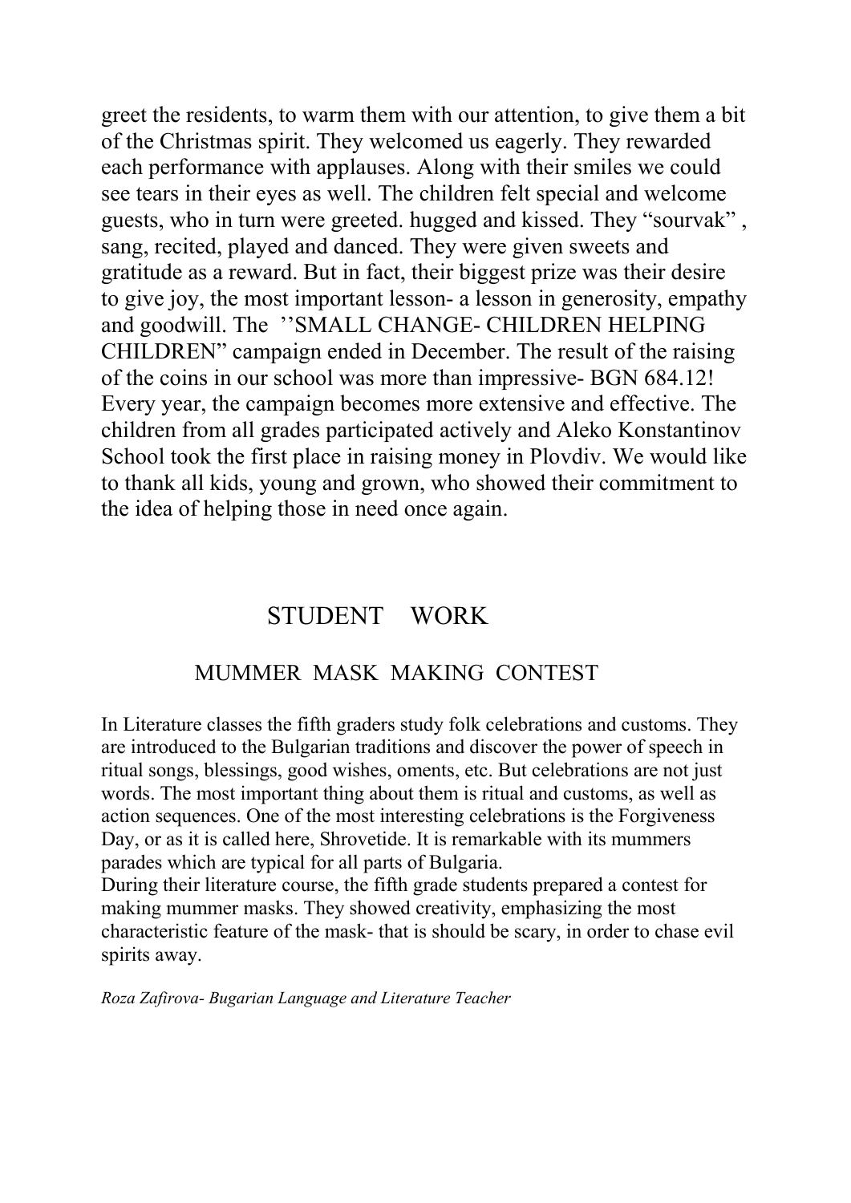greet the residents, to warm them with our attention, to give them a bit of the Christmas spirit. They welcomed us eagerly. They rewarded each performance with applauses. Along with their smiles we could see tears in their eyes as well. The children felt special and welcome guests, who in turn were greeted. hugged and kissed. They "sourvak" , sang, recited, played and danced. They were given sweets and gratitude as a reward. But in fact, their biggest prize was their desire to give joy, the most important lesson- a lesson in generosity, empathy and goodwill. The ''SMALL CHANGE- CHILDREN HELPING CHILDREN" campaign ended in December. The result of the raising of the coins in our school was more than impressive- BGN 684.12! Every year, the campaign becomes more extensive and effective. The children from all grades participated actively and Aleko Konstantinov School took the first place in raising money in Plovdiv. We would like to thank all kids, young and grown, who showed their commitment to the idea of helping those in need once again.

## STUDENT WORK

### MUMMER MASK MAKING CONTEST

In Literature classes the fifth graders study folk celebrations and customs. They are introduced to the Bulgarian traditions and discover the power of speech in ritual songs, blessings, good wishes, oments, etc. But celebrations are not just words. The most important thing about them is ritual and customs, as well as action sequences. One of the most interesting celebrations is the Forgiveness Day, or as it is called here, Shrovetide. It is remarkable with its mummers parades which are typical for all parts of Bulgaria.

During their literature course, the fifth grade students prepared a contest for making mummer masks. They showed creativity, emphasizing the most characteristic feature of the mask- that is should be scary, in order to chase evil spirits away.

*Roza Zafirova- Bugarian Language and Literature Teacher*